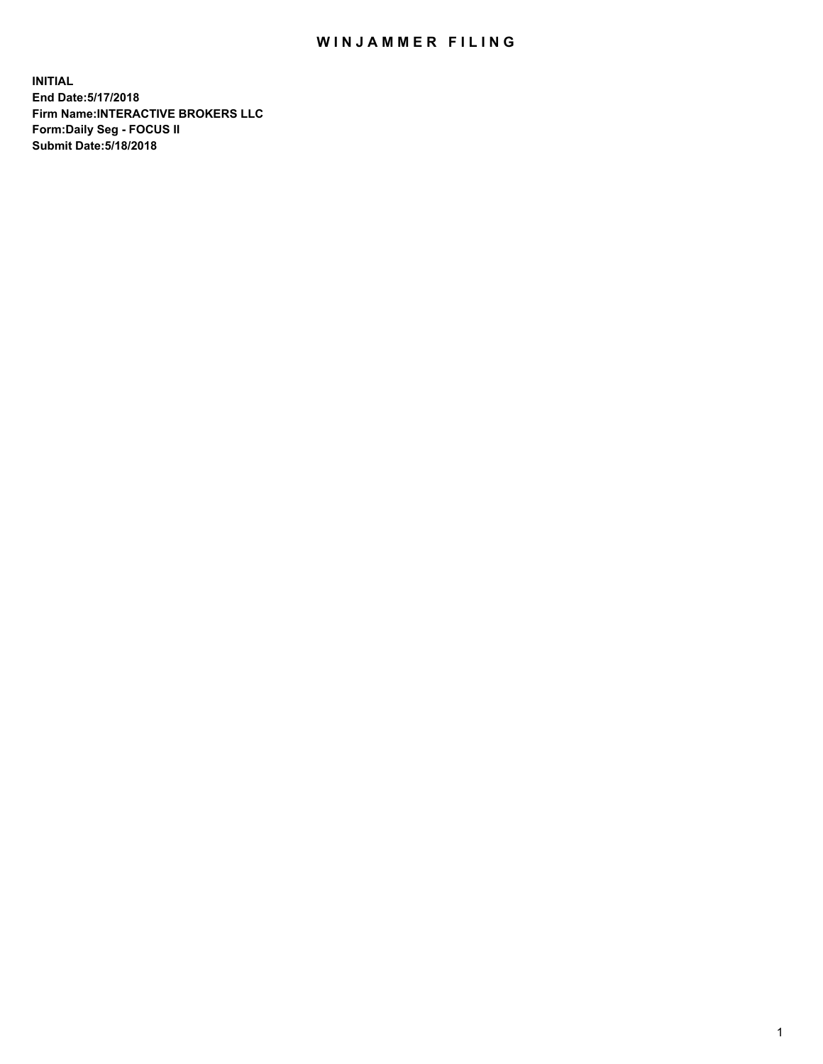# WINJAMMER FILING

**INITIAL**
**End Date:5/17/2018**
**Firm Name:INTERACTIVE BROKERS LLC**
**Form:Daily Seg - FOCUS II**
**Submit Date:5/18/2018**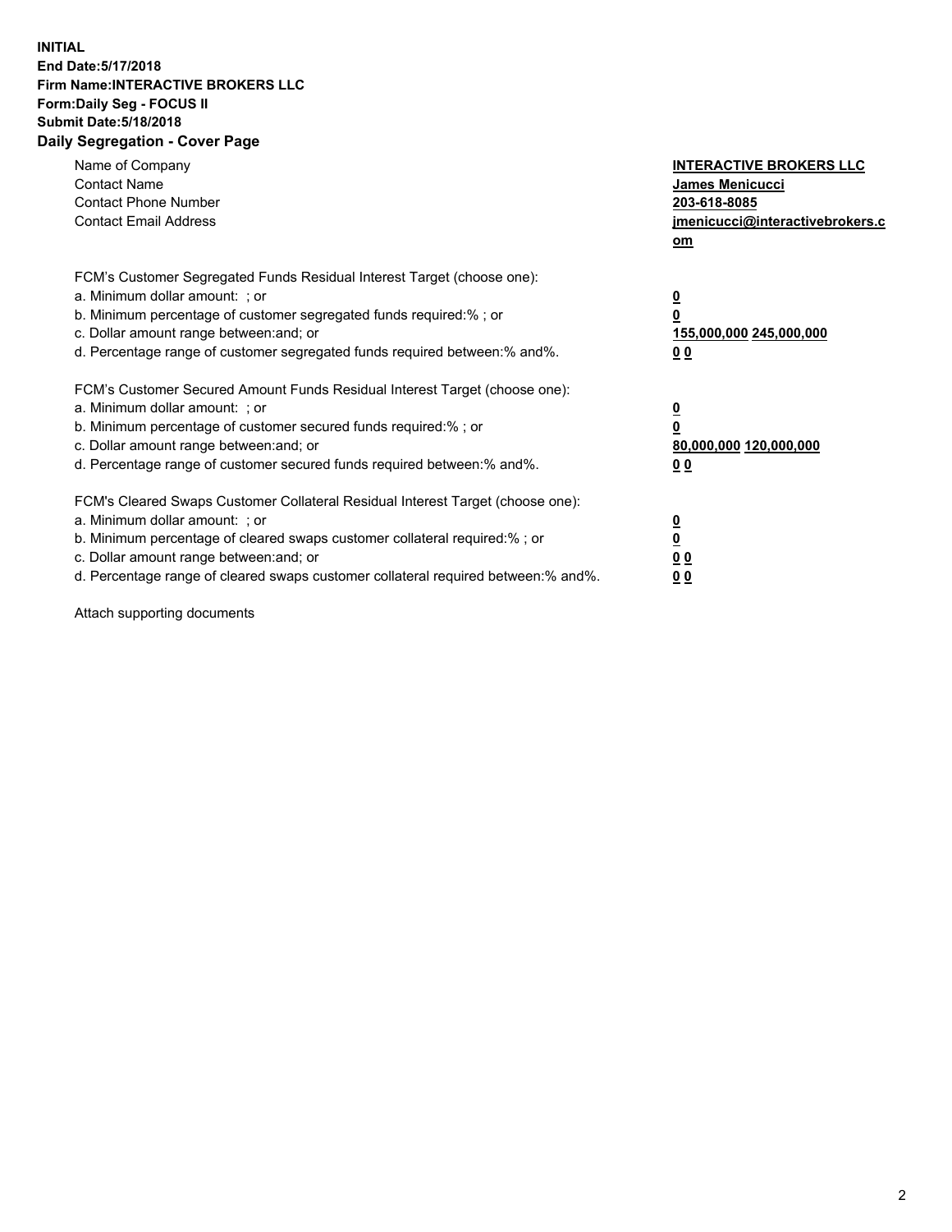**INITIAL**
**End Date:5/17/2018**
**Firm Name:INTERACTIVE BROKERS LLC**
**Form:Daily Seg - FOCUS II**
**Submit Date:5/18/2018**
**Daily Segregation - Cover Page**

| | |
|---|---|
| Name of Company | **INTERACTIVE BROKERS LLC** |
| Contact Name | **James Menicucci** |
| Contact Phone Number | **203-618-8085** |
| Contact Email Address | **jmenicucci@interactivebrokers.com** |

FCM's Customer Segregated Funds Residual Interest Target (choose one):

| | |
|---|---|
| a. Minimum dollar amount: ; or | **0** |
| b. Minimum percentage of customer segregated funds required:% ; or | **0** |
| c. Dollar amount range between:and; or | **155,000,000 245,000,000** |
| d. Percentage range of customer segregated funds required between:% and%. | **0 0** |

FCM's Customer Secured Amount Funds Residual Interest Target (choose one):

| | |
|---|---|
| a. Minimum dollar amount: ; or | **0** |
| b. Minimum percentage of customer secured funds required:% ; or | **0** |
| c. Dollar amount range between:and; or | **80,000,000 120,000,000** |
| d. Percentage range of customer secured funds required between:% and%. | **0 0** |

FCM's Cleared Swaps Customer Collateral Residual Interest Target (choose one):

| | |
|---|---|
| a. Minimum dollar amount: ; or | **0** |
| b. Minimum percentage of cleared swaps customer collateral required:% ; or | **0** |
| c. Dollar amount range between:and; or | **0 0** |
| d. Percentage range of cleared swaps customer collateral required between:% and%. | **0 0** |

Attach supporting documents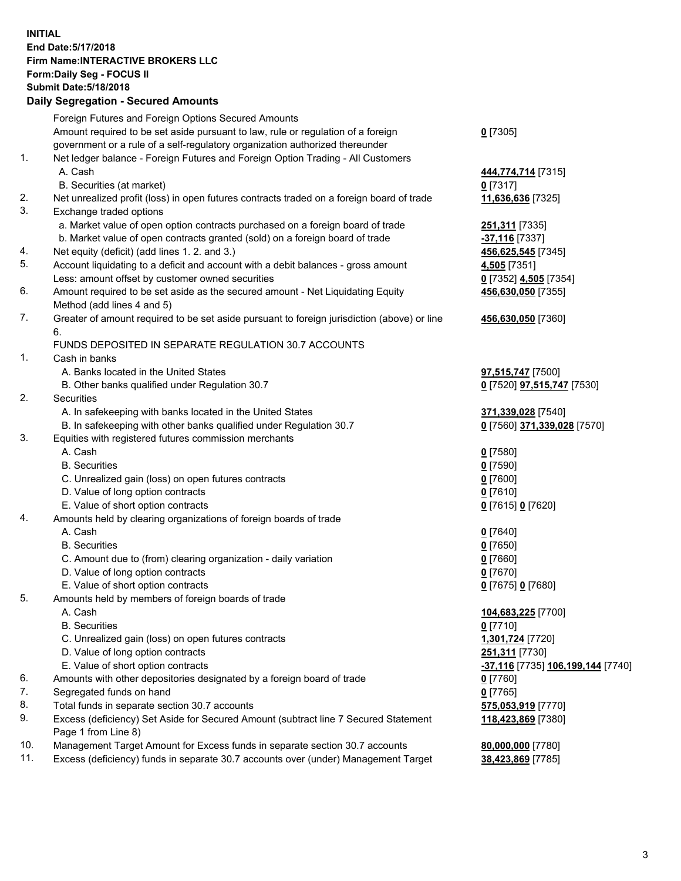**INITIAL**
**End Date:5/17/2018**
**Firm Name:INTERACTIVE BROKERS LLC**
**Form:Daily Seg - FOCUS II**
**Submit Date:5/18/2018**

## Daily Segregation - Secured Amounts

| | | |
|---|---|---|
| | Foreign Futures and Foreign Options Secured Amounts | |
| | Amount required to be set aside pursuant to law, rule or regulation of a foreign government or a rule of a self-regulatory organization authorized thereunder | 0 [7305] |
| 1. | Net ledger balance - Foreign Futures and Foreign Option Trading - All Customers | |
| | A. Cash | 444,774,714 [7315] |
| | B. Securities (at market) | 0 [7317] |
| 2. | Net unrealized profit (loss) in open futures contracts traded on a foreign board of trade | 11,636,636 [7325] |
| 3. | Exchange traded options | |
| | a. Market value of open option contracts purchased on a foreign board of trade | 251,311 [7335] |
| | b. Market value of open contracts granted (sold) on a foreign board of trade | -37,116 [7337] |
| 4. | Net equity (deficit) (add lines 1. 2. and 3.) | 456,625,545 [7345] |
| 5. | Account liquidating to a deficit and account with a debit balances - gross amount | 4,505 [7351] |
| | Less: amount offset by customer owned securities | 0 [7352] 4,505 [7354] |
| 6. | Amount required to be set aside as the secured amount - Net Liquidating Equity Method (add lines 4 and 5) | 456,630,050 [7355] |
| 7. | Greater of amount required to be set aside pursuant to foreign jurisdiction (above) or line 6. | 456,630,050 [7360] |
| | FUNDS DEPOSITED IN SEPARATE REGULATION 30.7 ACCOUNTS | |
| 1. | Cash in banks | |
| | A. Banks located in the United States | 97,515,747 [7500] |
| | B. Other banks qualified under Regulation 30.7 | 0 [7520] 97,515,747 [7530] |
| 2. | Securities | |
| | A. In safekeeping with banks located in the United States | 371,339,028 [7540] |
| | B. In safekeeping with other banks qualified under Regulation 30.7 | 0 [7560] 371,339,028 [7570] |
| 3. | Equities with registered futures commission merchants | |
| | A. Cash | 0 [7580] |
| | B. Securities | 0 [7590] |
| | C. Unrealized gain (loss) on open futures contracts | 0 [7600] |
| | D. Value of long option contracts | 0 [7610] |
| | E. Value of short option contracts | 0 [7615] 0 [7620] |
| 4. | Amounts held by clearing organizations of foreign boards of trade | |
| | A. Cash | 0 [7640] |
| | B. Securities | 0 [7650] |
| | C. Amount due to (from) clearing organization - daily variation | 0 [7660] |
| | D. Value of long option contracts | 0 [7670] |
| | E. Value of short option contracts | 0 [7675] 0 [7680] |
| 5. | Amounts held by members of foreign boards of trade | |
| | A. Cash | 104,683,225 [7700] |
| | B. Securities | 0 [7710] |
| | C. Unrealized gain (loss) on open futures contracts | 1,301,724 [7720] |
| | D. Value of long option contracts | 251,311 [7730] |
| | E. Value of short option contracts | -37,116 [7735] 106,199,144 [7740] |
| 6. | Amounts with other depositories designated by a foreign board of trade | 0 [7760] |
| 7. | Segregated funds on hand | 0 [7765] |
| 8. | Total funds in separate section 30.7 accounts | 575,053,919 [7770] |
| 9. | Excess (deficiency) Set Aside for Secured Amount (subtract line 7 Secured Statement Page 1 from Line 8) | 118,423,869 [7380] |
| 10. | Management Target Amount for Excess funds in separate section 30.7 accounts | 80,000,000 [7780] |
| 11. | Excess (deficiency) funds in separate 30.7 accounts over (under) Management Target | 38,423,869 [7785] |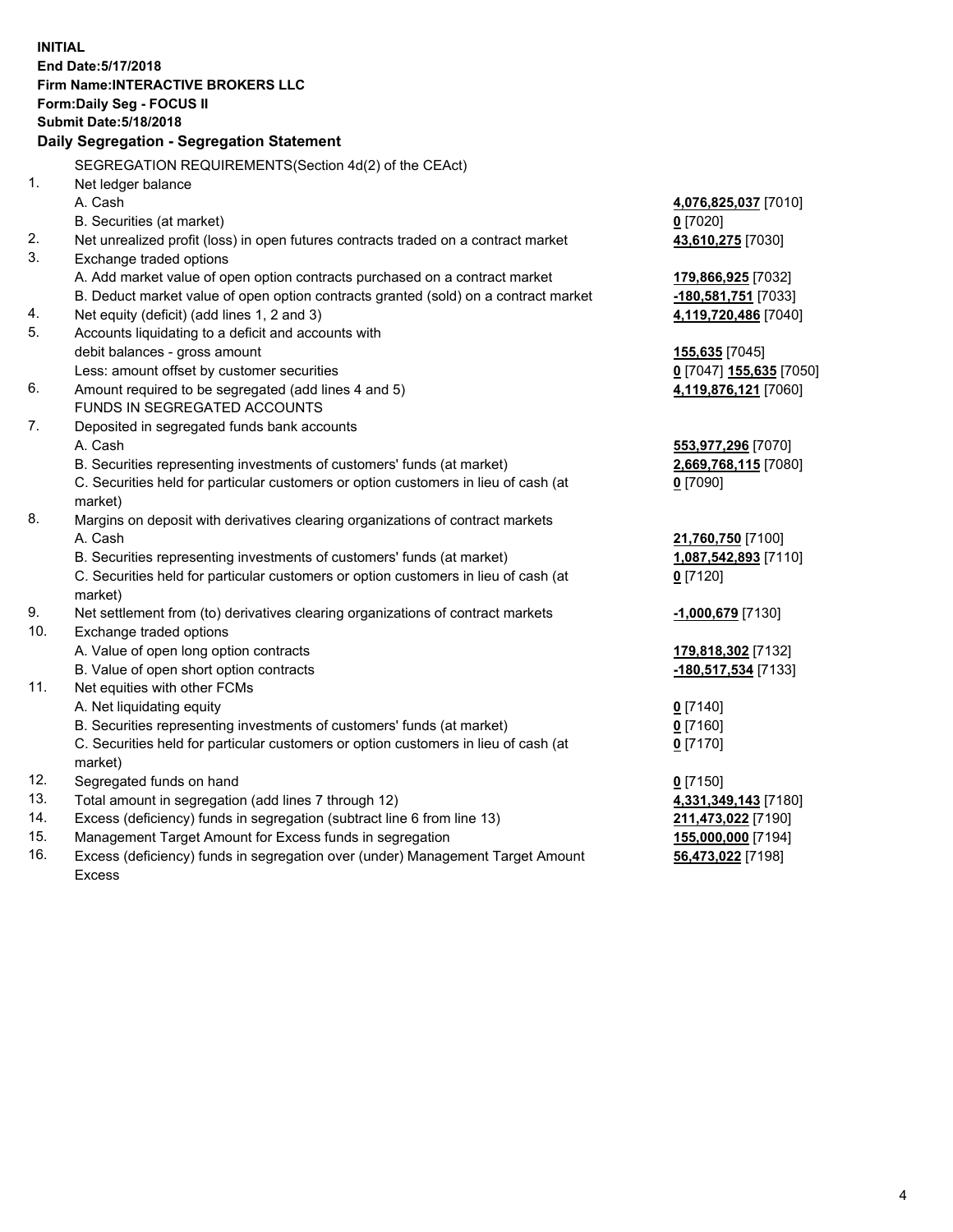**INITIAL**
**End Date:5/17/2018**
**Firm Name:INTERACTIVE BROKERS LLC**
**Form:Daily Seg - FOCUS II**
**Submit Date:5/18/2018**

### Daily Segregation - Segregation Statement

SEGREGATION REQUIREMENTS(Section 4d(2) of the CEAct)

| | | |
|---|---|---|
| 1. | Net ledger balance | |
| | A. Cash | **4,076,825,037** [7010] |
| | B. Securities (at market) | **0** [7020] |
| 2. | Net unrealized profit (loss) in open futures contracts traded on a contract market | **43,610,275** [7030] |
| 3. | Exchange traded options | |
| | A. Add market value of open option contracts purchased on a contract market | **179,866,925** [7032] |
| | B. Deduct market value of open option contracts granted (sold) on a contract market | **-180,581,751** [7033] |
| 4. | Net equity (deficit) (add lines 1, 2 and 3) | **4,119,720,486** [7040] |
| 5. | Accounts liquidating to a deficit and accounts with | |
| | debit balances - gross amount | **155,635** [7045] |
| | Less: amount offset by customer securities | **0** [7047] **155,635** [7050] |
| 6. | Amount required to be segregated (add lines 4 and 5) | **4,119,876,121** [7060] |
| | FUNDS IN SEGREGATED ACCOUNTS | |
| 7. | Deposited in segregated funds bank accounts | |
| | A. Cash | **553,977,296** [7070] |
| | B. Securities representing investments of customers' funds (at market) | **2,669,768,115** [7080] |
| | C. Securities held for particular customers or option customers in lieu of cash (at market) | **0** [7090] |
| 8. | Margins on deposit with derivatives clearing organizations of contract markets | |
| | A. Cash | **21,760,750** [7100] |
| | B. Securities representing investments of customers' funds (at market) | **1,087,542,893** [7110] |
| | C. Securities held for particular customers or option customers in lieu of cash (at market) | **0** [7120] |
| 9. | Net settlement from (to) derivatives clearing organizations of contract markets | **-1,000,679** [7130] |
| 10. | Exchange traded options | |
| | A. Value of open long option contracts | **179,818,302** [7132] |
| | B. Value of open short option contracts | **-180,517,534** [7133] |
| 11. | Net equities with other FCMs | |
| | A. Net liquidating equity | **0** [7140] |
| | B. Securities representing investments of customers' funds (at market) | **0** [7160] |
| | C. Securities held for particular customers or option customers in lieu of cash (at market) | **0** [7170] |
| 12. | Segregated funds on hand | **0** [7150] |
| 13. | Total amount in segregation (add lines 7 through 12) | **4,331,349,143** [7180] |
| 14. | Excess (deficiency) funds in segregation (subtract line 6 from line 13) | **211,473,022** [7190] |
| 15. | Management Target Amount for Excess funds in segregation | **155,000,000** [7194] |
| 16. | Excess (deficiency) funds in segregation over (under) Management Target Amount Excess | **56,473,022** [7198] |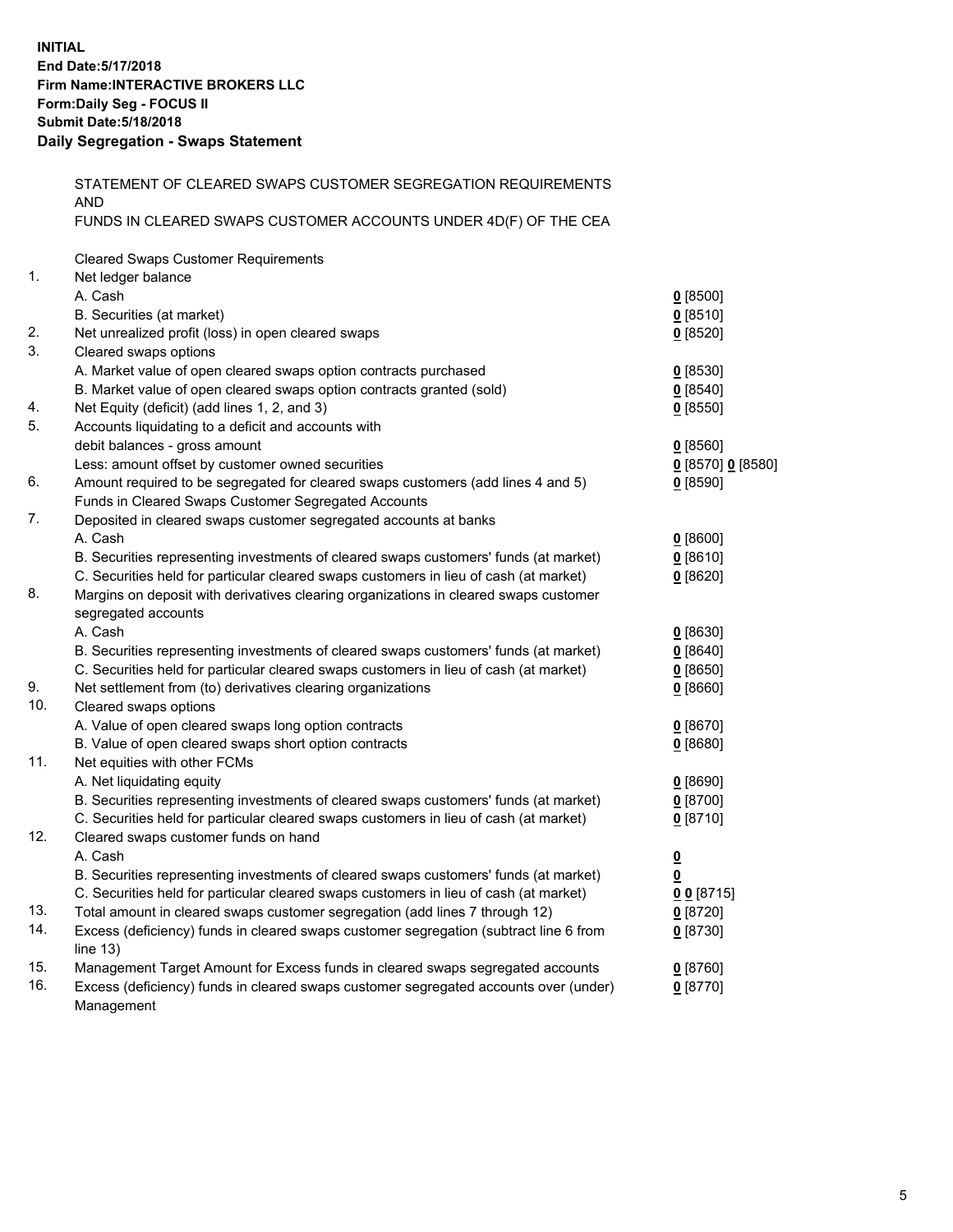**INITIAL**
**End Date:5/17/2018**
**Firm Name:INTERACTIVE BROKERS LLC**
**Form:Daily Seg - FOCUS II**
**Submit Date:5/18/2018**
**Daily Segregation - Swaps Statement**

STATEMENT OF CLEARED SWAPS CUSTOMER SEGREGATION REQUIREMENTS AND FUNDS IN CLEARED SWAPS CUSTOMER ACCOUNTS UNDER 4D(F) OF THE CEA

| | | |
|---|---|---|
| | Cleared Swaps Customer Requirements | |
| 1. | Net ledger balance | |
| | A. Cash | 0 [8500] |
| | B. Securities (at market) | 0 [8510] |
| 2. | Net unrealized profit (loss) in open cleared swaps | 0 [8520] |
| 3. | Cleared swaps options | |
| | A. Market value of open cleared swaps option contracts purchased | 0 [8530] |
| | B. Market value of open cleared swaps option contracts granted (sold) | 0 [8540] |
| 4. | Net Equity (deficit) (add lines 1, 2, and 3) | 0 [8550] |
| 5. | Accounts liquidating to a deficit and accounts with debit balances - gross amount | 0 [8560] |
| | Less: amount offset by customer owned securities | 0 [8570] 0 [8580] |
| 6. | Amount required to be segregated for cleared swaps customers (add lines 4 and 5) | 0 [8590] |
| | Funds in Cleared Swaps Customer Segregated Accounts | |
| 7. | Deposited in cleared swaps customer segregated accounts at banks | |
| | A. Cash | 0 [8600] |
| | B. Securities representing investments of cleared swaps customers' funds (at market) | 0 [8610] |
| | C. Securities held for particular cleared swaps customers in lieu of cash (at market) | 0 [8620] |
| 8. | Margins on deposit with derivatives clearing organizations in cleared swaps customer segregated accounts | |
| | A. Cash | 0 [8630] |
| | B. Securities representing investments of cleared swaps customers' funds (at market) | 0 [8640] |
| | C. Securities held for particular cleared swaps customers in lieu of cash (at market) | 0 [8650] |
| 9. | Net settlement from (to) derivatives clearing organizations | 0 [8660] |
| 10. | Cleared swaps options | |
| | A. Value of open cleared swaps long option contracts | 0 [8670] |
| | B. Value of open cleared swaps short option contracts | 0 [8680] |
| 11. | Net equities with other FCMs | |
| | A. Net liquidating equity | 0 [8690] |
| | B. Securities representing investments of cleared swaps customers' funds (at market) | 0 [8700] |
| | C. Securities held for particular cleared swaps customers in lieu of cash (at market) | 0 [8710] |
| 12. | Cleared swaps customer funds on hand | |
| | A. Cash | 0 |
| | B. Securities representing investments of cleared swaps customers' funds (at market) | 0 |
| | C. Securities held for particular cleared swaps customers in lieu of cash (at market) | 0 0 [8715] |
| 13. | Total amount in cleared swaps customer segregation (add lines 7 through 12) | 0 [8720] |
| 14. | Excess (deficiency) funds in cleared swaps customer segregation (subtract line 6 from line 13) | 0 [8730] |
| 15. | Management Target Amount for Excess funds in cleared swaps segregated accounts | 0 [8760] |
| 16. | Excess (deficiency) funds in cleared swaps customer segregated accounts over (under) Management | 0 [8770] |